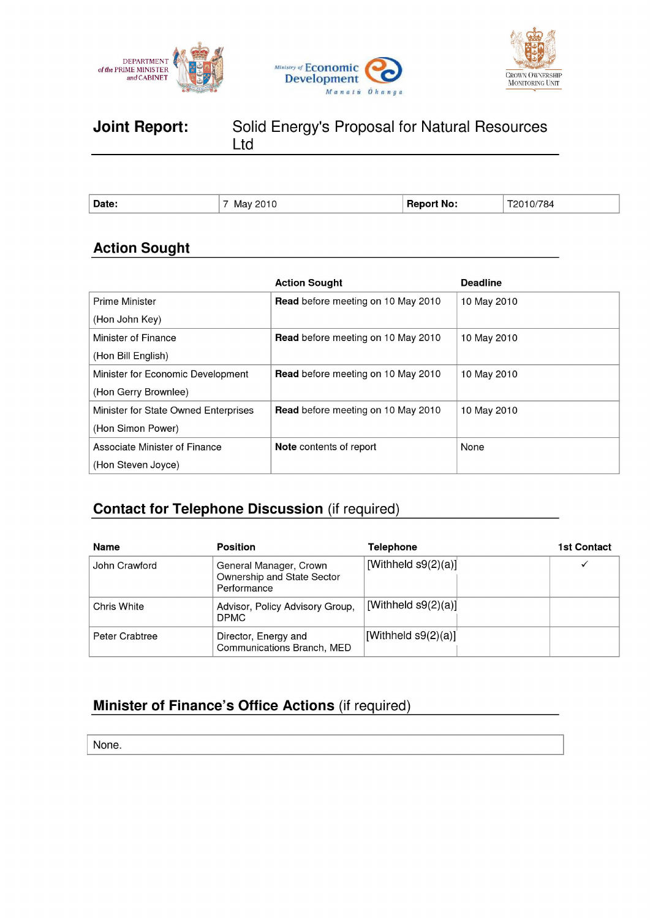DEPARTMENT of the PRIME MINISTER and CABINET

Ministry of Economic Development
Manatū Ōhanga

CROWN OWNERSHIP MONITORING UNIT

# Joint Report: Solid Energy's Proposal for Natural Resources Ltd

| Date: | 7 May 2010 | Report No: | T2010/784 |
|---|---|---|---|

## Action Sought

| | Action Sought | Deadline |
|---|---|---|
| Prime Minister<br>(Hon John Key) | **Read** before meeting on 10 May 2010 | 10 May 2010 |
| Minister of Finance<br>(Hon Bill English) | **Read** before meeting on 10 May 2010 | 10 May 2010 |
| Minister for Economic Development<br>(Hon Gerry Brownlee) | **Read** before meeting on 10 May 2010 | 10 May 2010 |
| Minister for State Owned Enterprises<br>(Hon Simon Power) | **Read** before meeting on 10 May 2010 | 10 May 2010 |
| Associate Minister of Finance<br>(Hon Steven Joyce) | **Note** contents of report | None |

## Contact for Telephone Discussion (if required)

| Name | Position | Telephone | 1st Contact |
|---|---|---|---|
| John Crawford | General Manager, Crown Ownership and State Sector Performance | [Withheld s9(2)(a)] | ✓ |
| Chris White | Advisor, Policy Advisory Group, DPMC | [Withheld s9(2)(a)] | |
| Peter Crabtree | Director, Energy and Communications Branch, MED | [Withheld s9(2)(a)] | |

## Minister of Finance's Office Actions (if required)

None.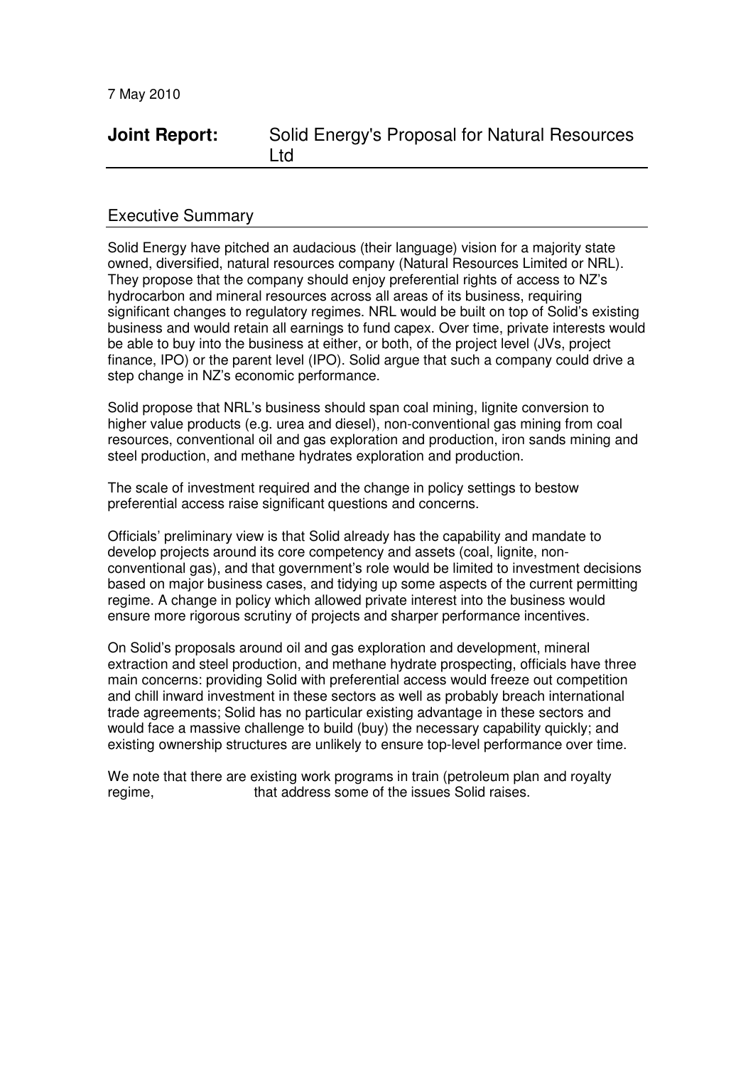7 May 2010

# Joint Report: Solid Energy's Proposal for Natural Resources Ltd

## Executive Summary

Solid Energy have pitched an audacious (their language) vision for a majority state owned, diversified, natural resources company (Natural Resources Limited or NRL). They propose that the company should enjoy preferential rights of access to NZ's hydrocarbon and mineral resources across all areas of its business, requiring significant changes to regulatory regimes. NRL would be built on top of Solid's existing business and would retain all earnings to fund capex. Over time, private interests would be able to buy into the business at either, or both, of the project level (JVs, project finance, IPO) or the parent level (IPO). Solid argue that such a company could drive a step change in NZ's economic performance.

Solid propose that NRL's business should span coal mining, lignite conversion to higher value products (e.g. urea and diesel), non-conventional gas mining from coal resources, conventional oil and gas exploration and production, iron sands mining and steel production, and methane hydrates exploration and production.

The scale of investment required and the change in policy settings to bestow preferential access raise significant questions and concerns.

Officials' preliminary view is that Solid already has the capability and mandate to develop projects around its core competency and assets (coal, lignite, non-conventional gas), and that government's role would be limited to investment decisions based on major business cases, and tidying up some aspects of the current permitting regime. A change in policy which allowed private interest into the business would ensure more rigorous scrutiny of projects and sharper performance incentives.

On Solid's proposals around oil and gas exploration and development, mineral extraction and steel production, and methane hydrate prospecting, officials have three main concerns: providing Solid with preferential access would freeze out competition and chill inward investment in these sectors as well as probably breach international trade agreements; Solid has no particular existing advantage in these sectors and would face a massive challenge to build (buy) the necessary capability quickly; and existing ownership structures are unlikely to ensure top-level performance over time.

We note that there are existing work programs in train (petroleum plan and royalty regime, that address some of the issues Solid raises.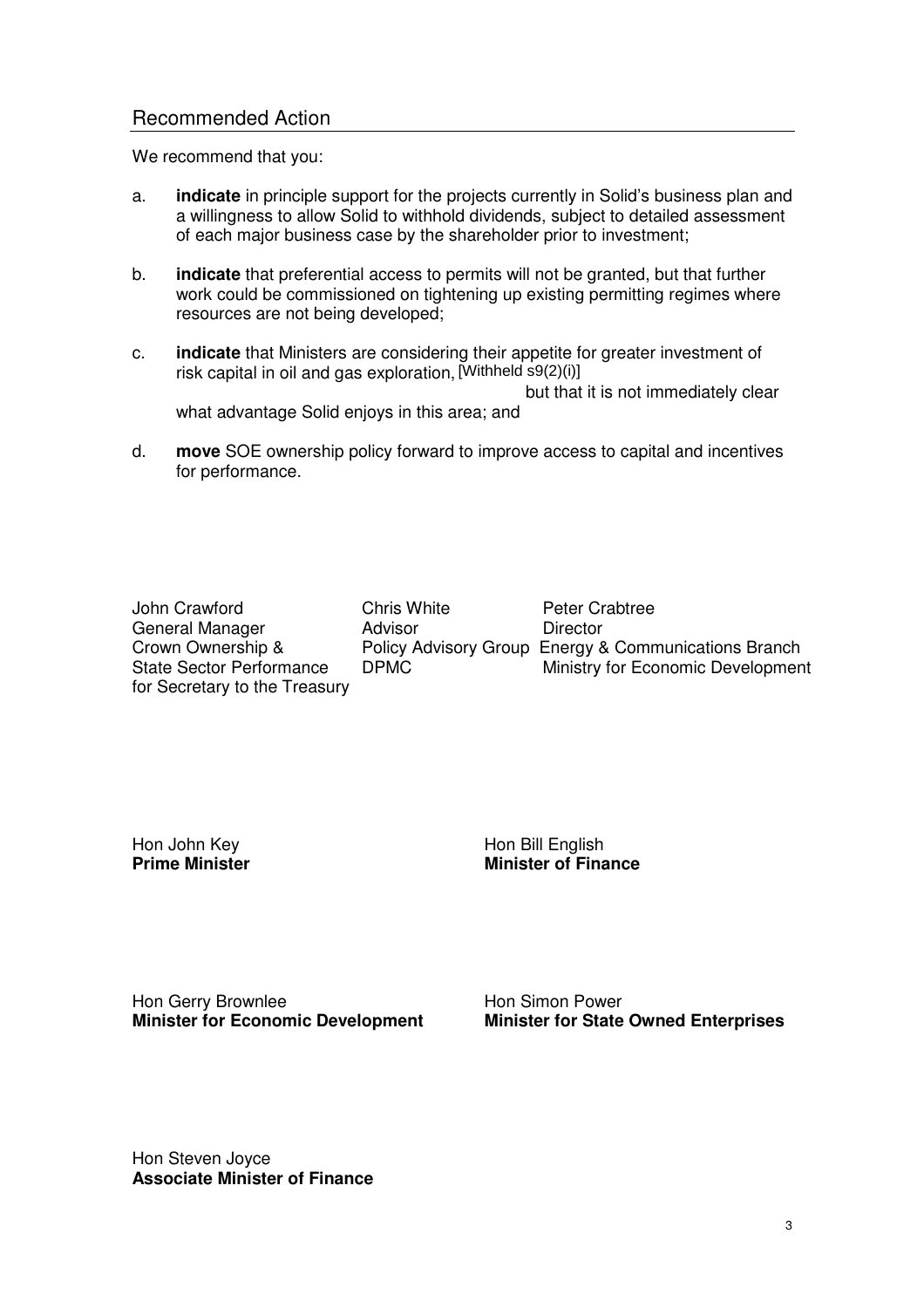## Recommended Action

We recommend that you:

a. **indicate** in principle support for the projects currently in Solid's business plan and a willingness to allow Solid to withhold dividends, subject to detailed assessment of each major business case by the shareholder prior to investment;

b. **indicate** that preferential access to permits will not be granted, but that further work could be commissioned on tightening up existing permitting regimes where resources are not being developed;

c. **indicate** that Ministers are considering their appetite for greater investment of risk capital in oil and gas exploration, [Withheld s9(2)(i)] but that it is not immediately clear what advantage Solid enjoys in this area; and

d. **move** SOE ownership policy forward to improve access to capital and incentives for performance.

John Crawford
General Manager
Crown Ownership &
State Sector Performance
for Secretary to the Treasury

Chris White
Advisor
Policy Advisory Group
DPMC

Peter Crabtree
Director
Energy & Communications Branch
Ministry for Economic Development

Hon John Key
**Prime Minister**

Hon Bill English
**Minister of Finance**

Hon Gerry Brownlee
**Minister for Economic Development**

Hon Simon Power
**Minister for State Owned Enterprises**

Hon Steven Joyce
**Associate Minister of Finance**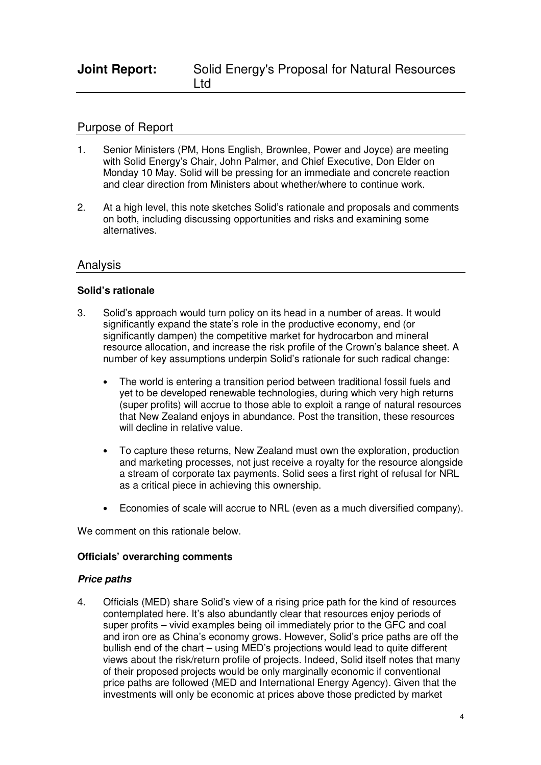# Joint Report: Solid Energy's Proposal for Natural Resources Ltd

## Purpose of Report

1. Senior Ministers (PM, Hons English, Brownlee, Power and Joyce) are meeting with Solid Energy's Chair, John Palmer, and Chief Executive, Don Elder on Monday 10 May. Solid will be pressing for an immediate and concrete reaction and clear direction from Ministers about whether/where to continue work.

2. At a high level, this note sketches Solid's rationale and proposals and comments on both, including discussing opportunities and risks and examining some alternatives.

## Analysis

### Solid's rationale

3. Solid's approach would turn policy on its head in a number of areas. It would significantly expand the state's role in the productive economy, end (or significantly dampen) the competitive market for hydrocarbon and mineral resource allocation, and increase the risk profile of the Crown's balance sheet. A number of key assumptions underpin Solid's rationale for such radical change:

   - The world is entering a transition period between traditional fossil fuels and yet to be developed renewable technologies, during which very high returns (super profits) will accrue to those able to exploit a range of natural resources that New Zealand enjoys in abundance. Post the transition, these resources will decline in relative value.

   - To capture these returns, New Zealand must own the exploration, production and marketing processes, not just receive a royalty for the resource alongside a stream of corporate tax payments. Solid sees a first right of refusal for NRL as a critical piece in achieving this ownership.

   - Economies of scale will accrue to NRL (even as a much diversified company).

We comment on this rationale below.

### Officials' overarching comments

#### *Price paths*

4. Officials (MED) share Solid's view of a rising price path for the kind of resources contemplated here. It's also abundantly clear that resources enjoy periods of super profits – vivid examples being oil immediately prior to the GFC and coal and iron ore as China's economy grows. However, Solid's price paths are off the bullish end of the chart – using MED's projections would lead to quite different views about the risk/return profile of projects. Indeed, Solid itself notes that many of their proposed projects would be only marginally economic if conventional price paths are followed (MED and International Energy Agency). Given that the investments will only be economic at prices above those predicted by market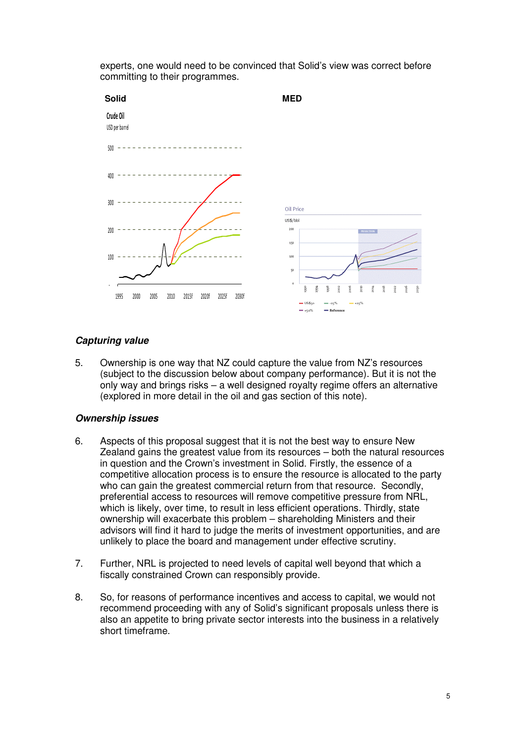experts, one would need to be convinced that Solid's view was correct before committing to their programmes.

**Solid** **MED**

### Capturing value

5. Ownership is one way that NZ could capture the value from NZ's resources (subject to the discussion below about company performance). But it is not the only way and brings risks – a well designed royalty regime offers an alternative (explored in more detail in the oil and gas section of this note).

### Ownership issues

6. Aspects of this proposal suggest that it is not the best way to ensure New Zealand gains the greatest value from its resources – both the natural resources in question and the Crown's investment in Solid. Firstly, the essence of a competitive allocation process is to ensure the resource is allocated to the party who can gain the greatest commercial return from that resource. Secondly, preferential access to resources will remove competitive pressure from NRL, which is likely, over time, to result in less efficient operations. Thirdly, state ownership will exacerbate this problem – shareholding Ministers and their advisors will find it hard to judge the merits of investment opportunities, and are unlikely to place the board and management under effective scrutiny.

7. Further, NRL is projected to need levels of capital well beyond that which a fiscally constrained Crown can responsibly provide.

8. So, for reasons of performance incentives and access to capital, we would not recommend proceeding with any of Solid's significant proposals unless there is also an appetite to bring private sector interests into the business in a relatively short timeframe.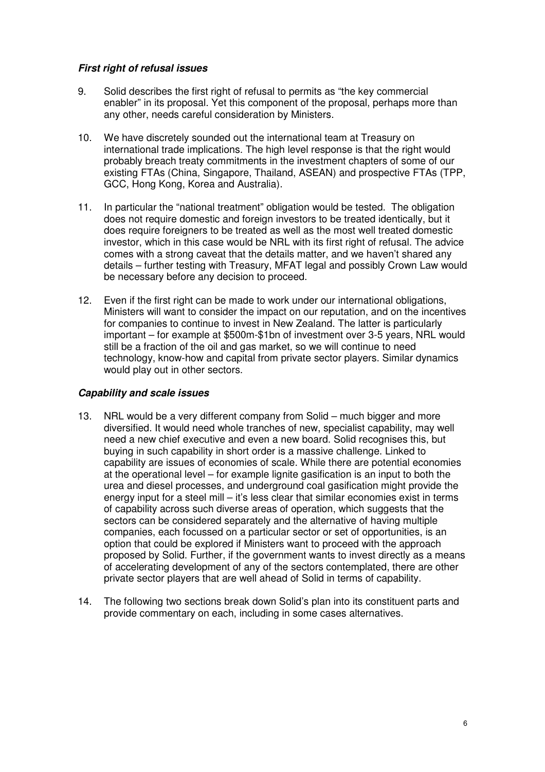### *First right of refusal issues*

9. Solid describes the first right of refusal to permits as "the key commercial enabler" in its proposal. Yet this component of the proposal, perhaps more than any other, needs careful consideration by Ministers.

10. We have discretely sounded out the international team at Treasury on international trade implications. The high level response is that the right would probably breach treaty commitments in the investment chapters of some of our existing FTAs (China, Singapore, Thailand, ASEAN) and prospective FTAs (TPP, GCC, Hong Kong, Korea and Australia).

11. In particular the "national treatment" obligation would be tested. The obligation does not require domestic and foreign investors to be treated identically, but it does require foreigners to be treated as well as the most well treated domestic investor, which in this case would be NRL with its first right of refusal. The advice comes with a strong caveat that the details matter, and we haven't shared any details – further testing with Treasury, MFAT legal and possibly Crown Law would be necessary before any decision to proceed.

12. Even if the first right can be made to work under our international obligations, Ministers will want to consider the impact on our reputation, and on the incentives for companies to continue to invest in New Zealand. The latter is particularly important – for example at $500m-$1bn of investment over 3-5 years, NRL would still be a fraction of the oil and gas market, so we will continue to need technology, know-how and capital from private sector players. Similar dynamics would play out in other sectors.

### *Capability and scale issues*

13. NRL would be a very different company from Solid – much bigger and more diversified. It would need whole tranches of new, specialist capability, may well need a new chief executive and even a new board. Solid recognises this, but buying in such capability in short order is a massive challenge. Linked to capability are issues of economies of scale. While there are potential economies at the operational level – for example lignite gasification is an input to both the urea and diesel processes, and underground coal gasification might provide the energy input for a steel mill – it's less clear that similar economies exist in terms of capability across such diverse areas of operation, which suggests that the sectors can be considered separately and the alternative of having multiple companies, each focussed on a particular sector or set of opportunities, is an option that could be explored if Ministers want to proceed with the approach proposed by Solid. Further, if the government wants to invest directly as a means of accelerating development of any of the sectors contemplated, there are other private sector players that are well ahead of Solid in terms of capability.

14. The following two sections break down Solid's plan into its constituent parts and provide commentary on each, including in some cases alternatives.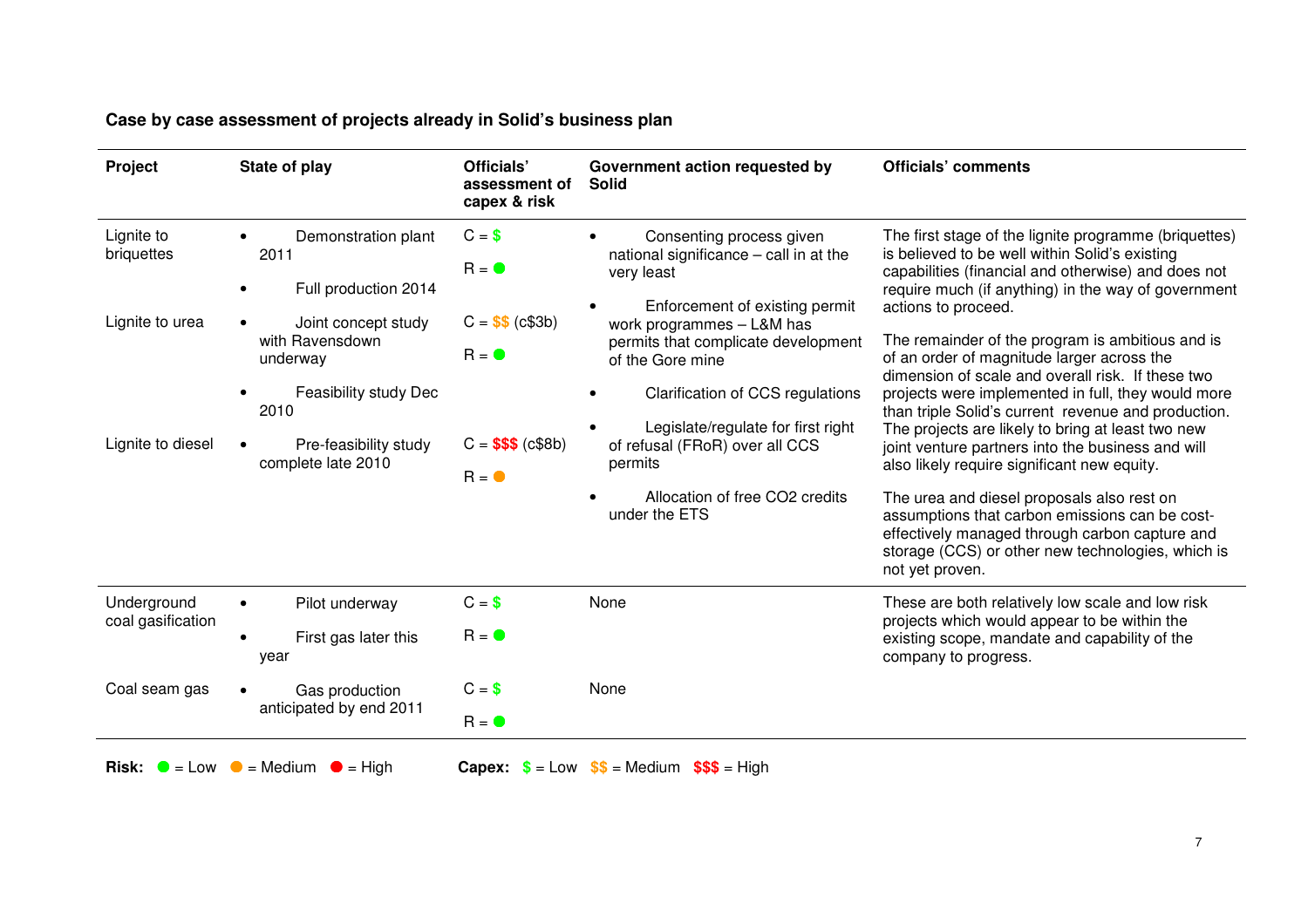**Case by case assessment of projects already in Solid's business plan**

| Project | State of play | Officials' assessment of capex & risk | Government action requested by Solid | Officials' comments |
|---|---|---|---|---|
| Lignite to briquettes | • Demonstration plant 2011<br>• Full production 2014 | C = $<br>R = ● (Low) | • Consenting process given national significance – call in at the very least<br>• Enforcement of existing permit work programmes – L&M has permits that complicate development of the Gore mine<br>• Clarification of CCS regulations<br>• Legislate/regulate for first right of refusal (FRoR) over all CCS permits<br>• Allocation of free CO2 credits under the ETS | The first stage of the lignite programme (briquettes) is believed to be well within Solid's existing capabilities (financial and otherwise) and does not require much (if anything) in the way of government actions to proceed.<br><br>The remainder of the program is ambitious and is of an order of magnitude larger across the dimension of scale and overall risk. If these two projects were implemented in full, they would more than triple Solid's current revenue and production. The projects are likely to bring at least two new joint venture partners into the business and will also likely require significant new equity.<br><br>The urea and diesel proposals also rest on assumptions that carbon emissions can be cost-effectively managed through carbon capture and storage (CCS) or other new technologies, which is not yet proven. |
| Lignite to urea | • Joint concept study with Ravensdown underway<br>• Feasibility study Dec 2010 | C = $$ (c$3b)<br>R = ● (Low) | | |
| Lignite to diesel | • Pre-feasibility study complete late 2010 | C = $$$ (c$8b)<br>R = ● (Medium) | | |
| Underground coal gasification | • Pilot underway<br>• First gas later this year | C = $<br>R = ● (Low) | None | These are both relatively low scale and low risk projects which would appear to be within the existing scope, mandate and capability of the company to progress. |
| Coal seam gas | • Gas production anticipated by end 2011 | C = $<br>R = ● (Low) | None | |

**Risk:** ● = Low ● = Medium ● = High   **Capex:** $ = Low $$ = Medium $$$ = High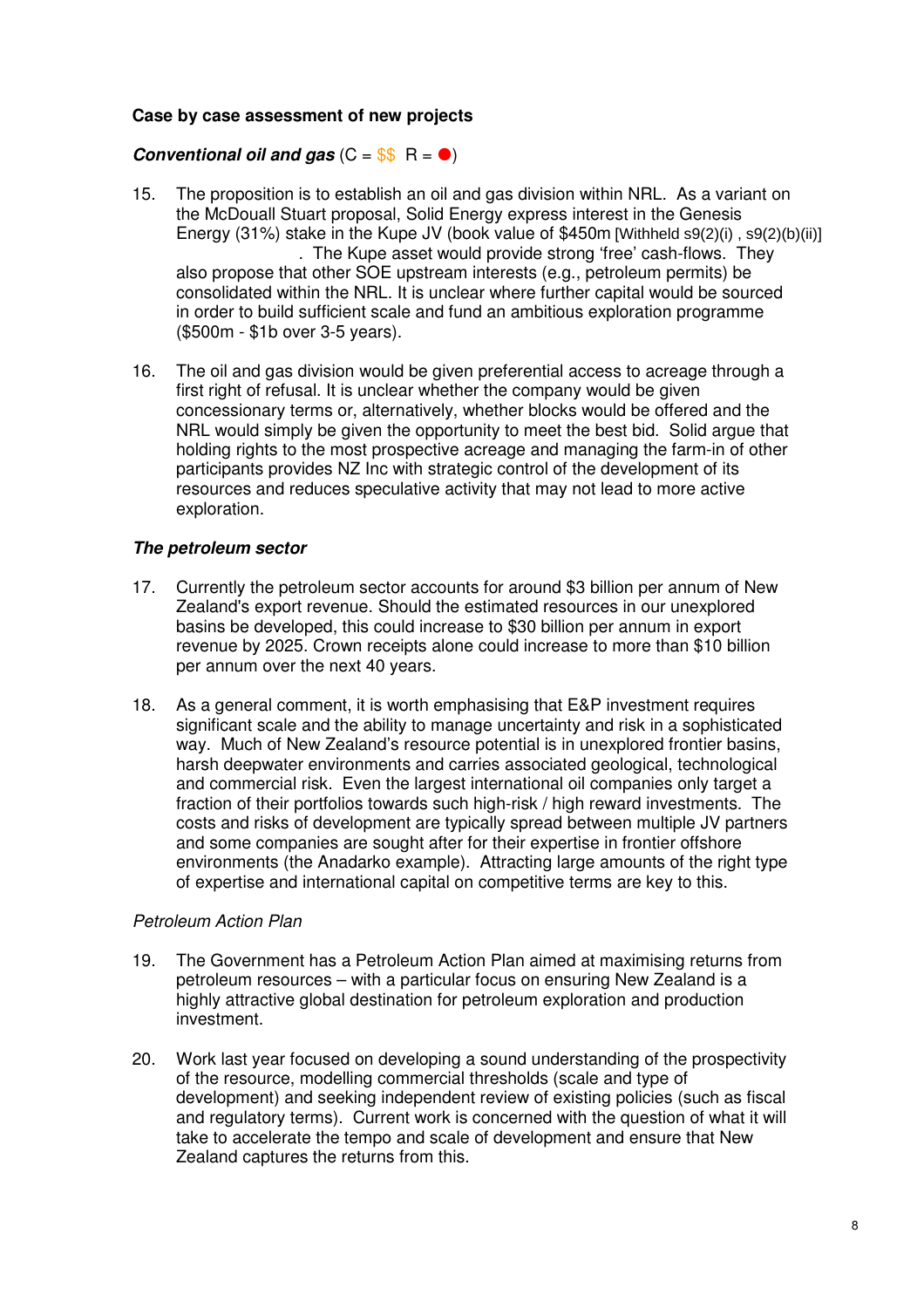**Case by case assessment of new projects**

***Conventional oil and gas*** (C = $$ R = ●)

15. The proposition is to establish an oil and gas division within NRL. As a variant on the McDouall Stuart proposal, Solid Energy express interest in the Genesis Energy (31%) stake in the Kupe JV (book value of $450m [Withheld s9(2)(i) , s9(2)(b)(ii)] . The Kupe asset would provide strong 'free' cash-flows. They also propose that other SOE upstream interests (e.g., petroleum permits) be consolidated within the NRL. It is unclear where further capital would be sourced in order to build sufficient scale and fund an ambitious exploration programme ($500m - $1b over 3-5 years).

16. The oil and gas division would be given preferential access to acreage through a first right of refusal. It is unclear whether the company would be given concessionary terms or, alternatively, whether blocks would be offered and the NRL would simply be given the opportunity to meet the best bid. Solid argue that holding rights to the most prospective acreage and managing the farm-in of other participants provides NZ Inc with strategic control of the development of its resources and reduces speculative activity that may not lead to more active exploration.

***The petroleum sector***

17. Currently the petroleum sector accounts for around $3 billion per annum of New Zealand's export revenue. Should the estimated resources in our unexplored basins be developed, this could increase to $30 billion per annum in export revenue by 2025. Crown receipts alone could increase to more than $10 billion per annum over the next 40 years.

18. As a general comment, it is worth emphasising that E&P investment requires significant scale and the ability to manage uncertainty and risk in a sophisticated way. Much of New Zealand's resource potential is in unexplored frontier basins, harsh deepwater environments and carries associated geological, technological and commercial risk. Even the largest international oil companies only target a fraction of their portfolios towards such high-risk / high reward investments. The costs and risks of development are typically spread between multiple JV partners and some companies are sought after for their expertise in frontier offshore environments (the Anadarko example). Attracting large amounts of the right type of expertise and international capital on competitive terms are key to this.

*Petroleum Action Plan*

19. The Government has a Petroleum Action Plan aimed at maximising returns from petroleum resources – with a particular focus on ensuring New Zealand is a highly attractive global destination for petroleum exploration and production investment.

20. Work last year focused on developing a sound understanding of the prospectivity of the resource, modelling commercial thresholds (scale and type of development) and seeking independent review of existing policies (such as fiscal and regulatory terms). Current work is concerned with the question of what it will take to accelerate the tempo and scale of development and ensure that New Zealand captures the returns from this.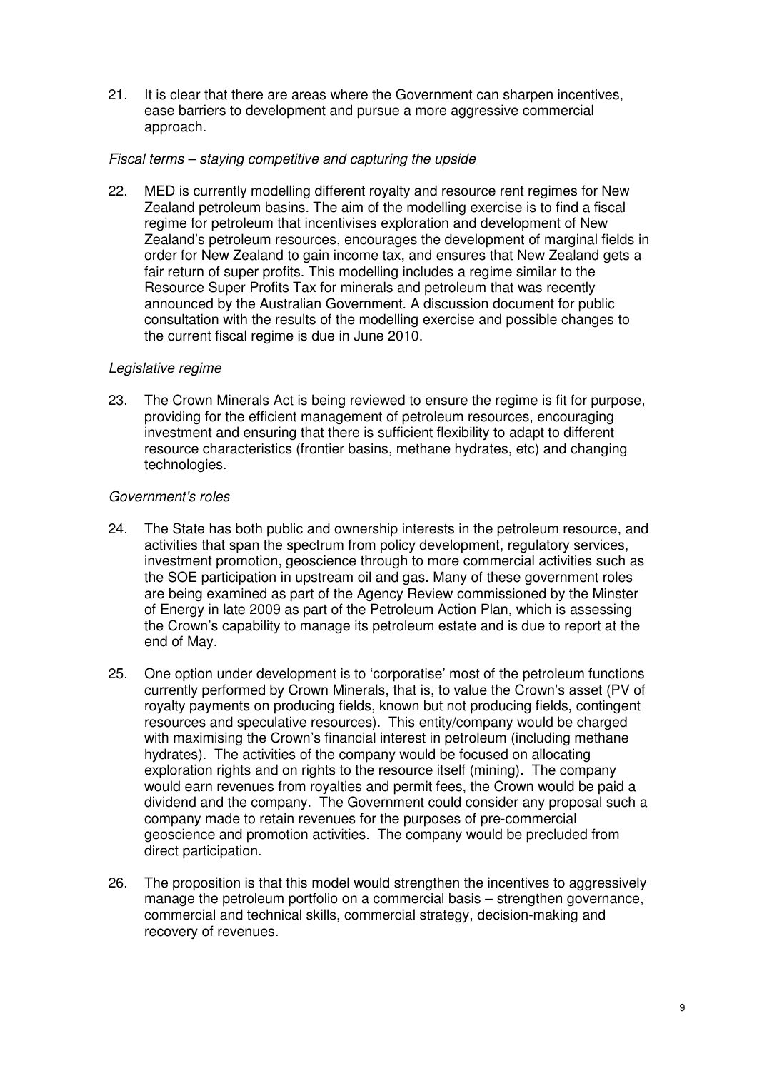21. It is clear that there are areas where the Government can sharpen incentives, ease barriers to development and pursue a more aggressive commercial approach.

*Fiscal terms – staying competitive and capturing the upside*

22. MED is currently modelling different royalty and resource rent regimes for New Zealand petroleum basins. The aim of the modelling exercise is to find a fiscal regime for petroleum that incentivises exploration and development of New Zealand's petroleum resources, encourages the development of marginal fields in order for New Zealand to gain income tax, and ensures that New Zealand gets a fair return of super profits. This modelling includes a regime similar to the Resource Super Profits Tax for minerals and petroleum that was recently announced by the Australian Government. A discussion document for public consultation with the results of the modelling exercise and possible changes to the current fiscal regime is due in June 2010.

*Legislative regime*

23. The Crown Minerals Act is being reviewed to ensure the regime is fit for purpose, providing for the efficient management of petroleum resources, encouraging investment and ensuring that there is sufficient flexibility to adapt to different resource characteristics (frontier basins, methane hydrates, etc) and changing technologies.

*Government's roles*

24. The State has both public and ownership interests in the petroleum resource, and activities that span the spectrum from policy development, regulatory services, investment promotion, geoscience through to more commercial activities such as the SOE participation in upstream oil and gas. Many of these government roles are being examined as part of the Agency Review commissioned by the Minster of Energy in late 2009 as part of the Petroleum Action Plan, which is assessing the Crown's capability to manage its petroleum estate and is due to report at the end of May.

25. One option under development is to 'corporatise' most of the petroleum functions currently performed by Crown Minerals, that is, to value the Crown's asset (PV of royalty payments on producing fields, known but not producing fields, contingent resources and speculative resources). This entity/company would be charged with maximising the Crown's financial interest in petroleum (including methane hydrates). The activities of the company would be focused on allocating exploration rights and on rights to the resource itself (mining). The company would earn revenues from royalties and permit fees, the Crown would be paid a dividend and the company. The Government could consider any proposal such a company made to retain revenues for the purposes of pre-commercial geoscience and promotion activities. The company would be precluded from direct participation.

26. The proposition is that this model would strengthen the incentives to aggressively manage the petroleum portfolio on a commercial basis – strengthen governance, commercial and technical skills, commercial strategy, decision-making and recovery of revenues.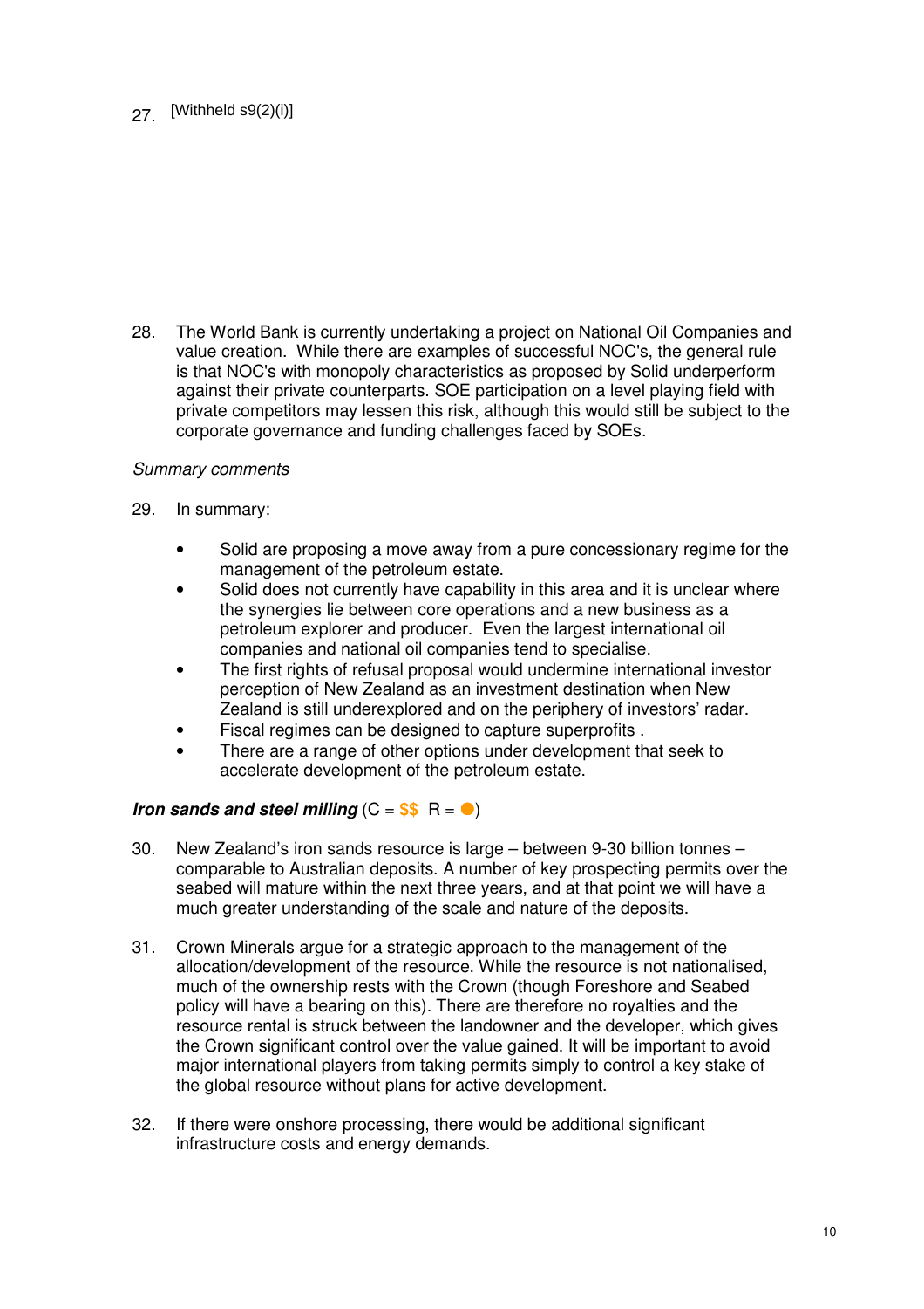27. [Withheld s9(2)(i)]

28. The World Bank is currently undertaking a project on National Oil Companies and value creation. While there are examples of successful NOC's, the general rule is that NOC's with monopoly characteristics as proposed by Solid underperform against their private counterparts. SOE participation on a level playing field with private competitors may lessen this risk, although this would still be subject to the corporate governance and funding challenges faced by SOEs.

*Summary comments*

29. In summary:

- Solid are proposing a move away from a pure concessionary regime for the management of the petroleum estate.
- Solid does not currently have capability in this area and it is unclear where the synergies lie between core operations and a new business as a petroleum explorer and producer. Even the largest international oil companies and national oil companies tend to specialise.
- The first rights of refusal proposal would undermine international investor perception of New Zealand as an investment destination when New Zealand is still underexplored and on the periphery of investors' radar.
- Fiscal regimes can be designed to capture superprofits .
- There are a range of other options under development that seek to accelerate development of the petroleum estate.

***Iron sands and steel milling*** (C = $$ R = ●)

30. New Zealand's iron sands resource is large – between 9-30 billion tonnes – comparable to Australian deposits. A number of key prospecting permits over the seabed will mature within the next three years, and at that point we will have a much greater understanding of the scale and nature of the deposits.

31. Crown Minerals argue for a strategic approach to the management of the allocation/development of the resource. While the resource is not nationalised, much of the ownership rests with the Crown (though Foreshore and Seabed policy will have a bearing on this). There are therefore no royalties and the resource rental is struck between the landowner and the developer, which gives the Crown significant control over the value gained. It will be important to avoid major international players from taking permits simply to control a key stake of the global resource without plans for active development.

32. If there were onshore processing, there would be additional significant infrastructure costs and energy demands.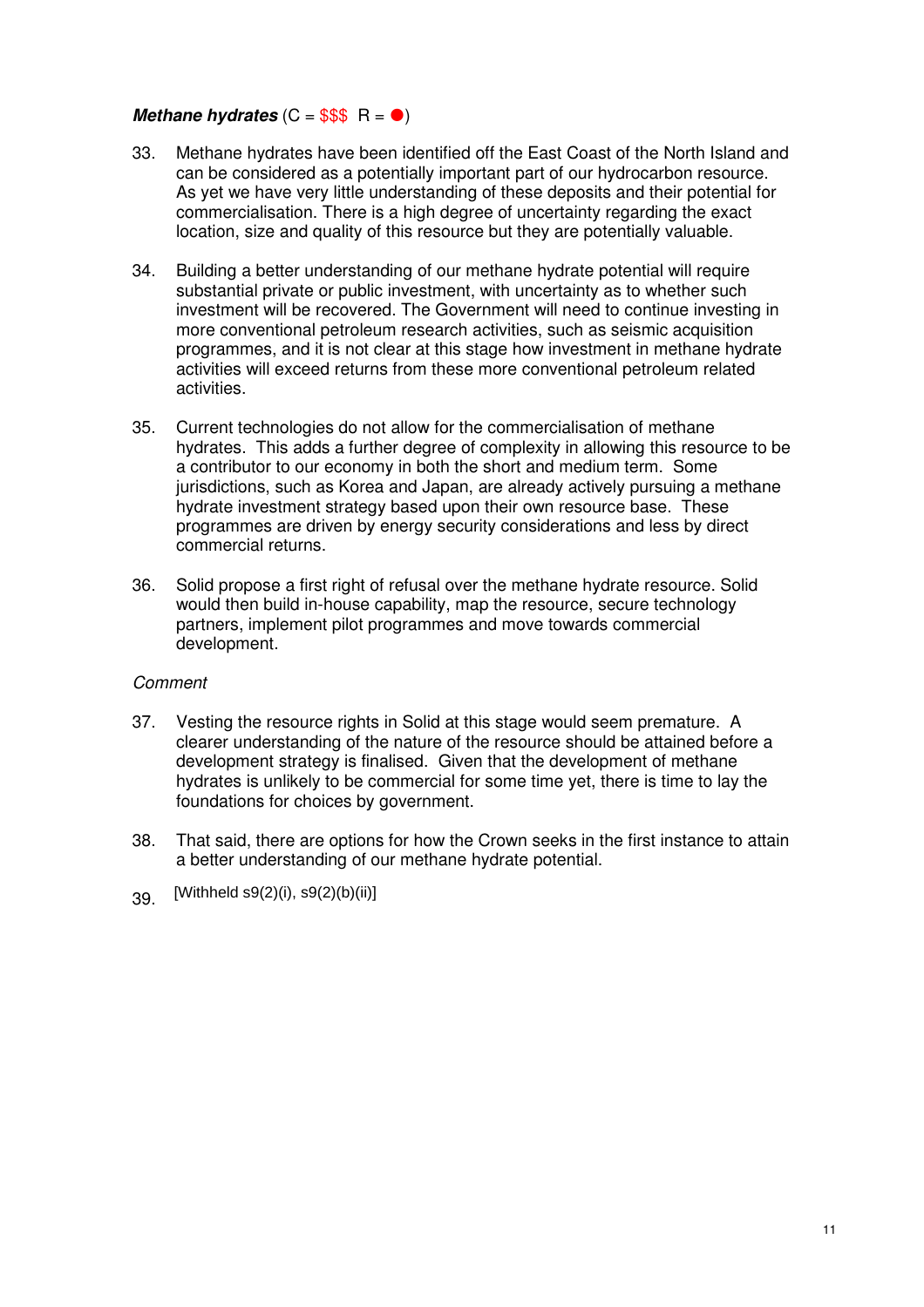***Methane hydrates*** (C = $$$  R = ●)

33. Methane hydrates have been identified off the East Coast of the North Island and can be considered as a potentially important part of our hydrocarbon resource. As yet we have very little understanding of these deposits and their potential for commercialisation. There is a high degree of uncertainty regarding the exact location, size and quality of this resource but they are potentially valuable.

34. Building a better understanding of our methane hydrate potential will require substantial private or public investment, with uncertainty as to whether such investment will be recovered. The Government will need to continue investing in more conventional petroleum research activities, such as seismic acquisition programmes, and it is not clear at this stage how investment in methane hydrate activities will exceed returns from these more conventional petroleum related activities.

35. Current technologies do not allow for the commercialisation of methane hydrates. This adds a further degree of complexity in allowing this resource to be a contributor to our economy in both the short and medium term. Some jurisdictions, such as Korea and Japan, are already actively pursuing a methane hydrate investment strategy based upon their own resource base. These programmes are driven by energy security considerations and less by direct commercial returns.

36. Solid propose a first right of refusal over the methane hydrate resource. Solid would then build in-house capability, map the resource, secure technology partners, implement pilot programmes and move towards commercial development.

*Comment*

37. Vesting the resource rights in Solid at this stage would seem premature. A clearer understanding of the nature of the resource should be attained before a development strategy is finalised. Given that the development of methane hydrates is unlikely to be commercial for some time yet, there is time to lay the foundations for choices by government.

38. That said, there are options for how the Crown seeks in the first instance to attain a better understanding of our methane hydrate potential.

39. [Withheld s9(2)(i), s9(2)(b)(ii)]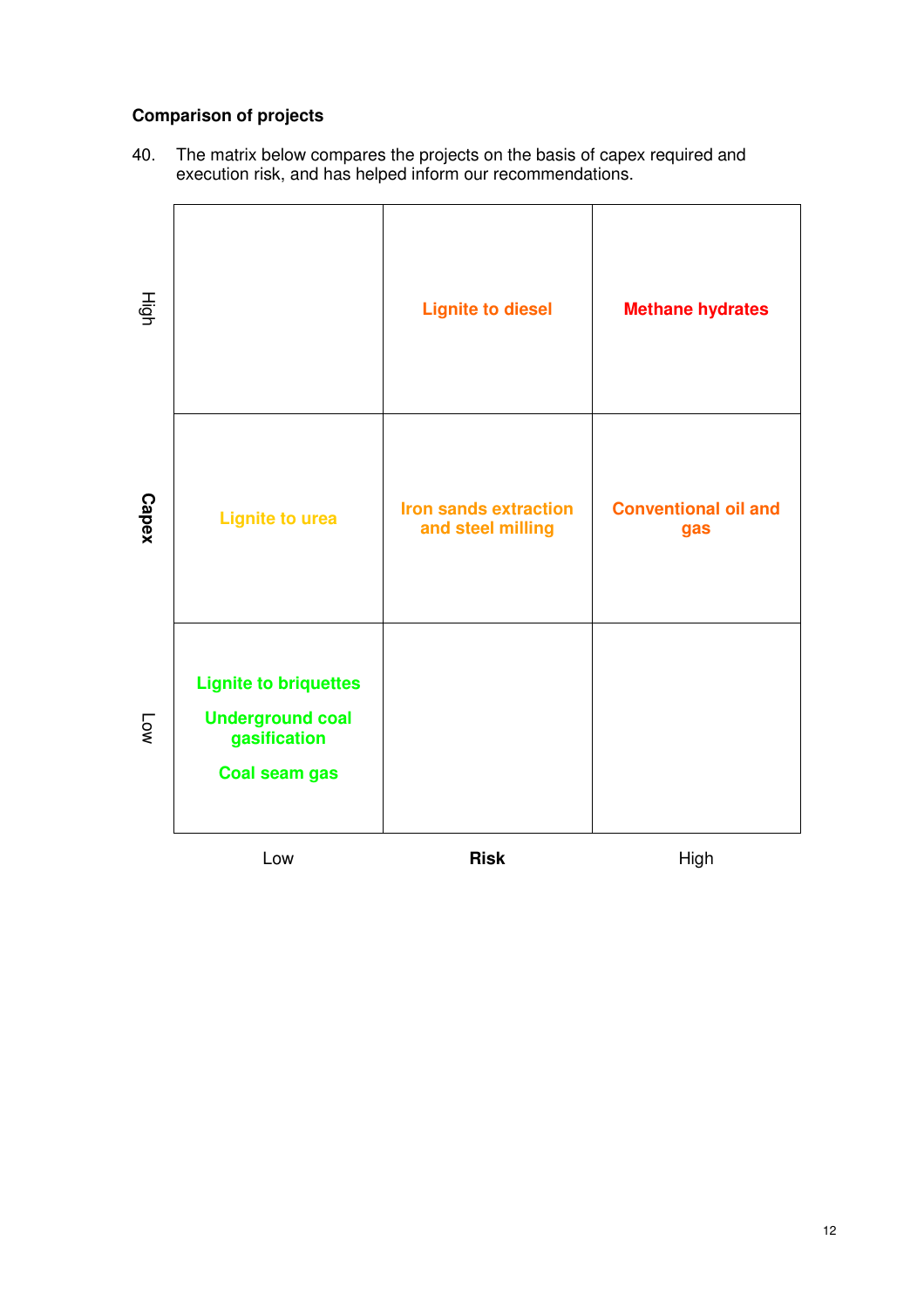**Comparison of projects**

40. The matrix below compares the projects on the basis of capex required and execution risk, and has helped inform our recommendations.

| Capex \ Risk | Low | Risk | High |
|---|---|---|---|
| High | | Lignite to diesel | Methane hydrates |
| Capex | Lignite to urea | Iron sands extraction and steel milling | Conventional oil and gas |
| Low | Lignite to briquettes<br>Underground coal gasification<br>Coal seam gas | | |